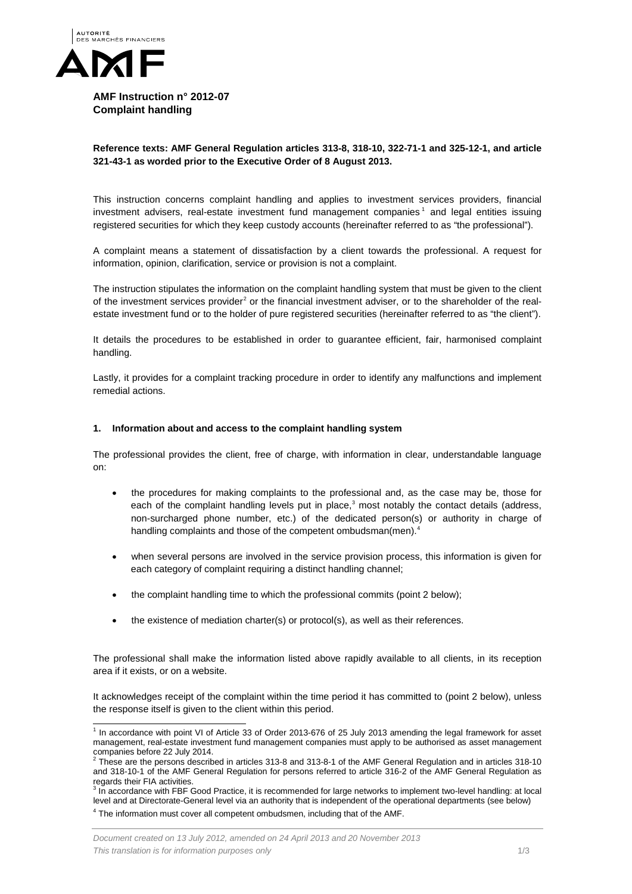# AMF Instruction n° 2012-07
## Complaint handling

**Reference texts: AMF General Regulation articles 313-8, 318-10, 322-71-1 and 325-12-1, and article 321-43-1 as worded prior to the Executive Order of 8 August 2013.**

This instruction concerns complaint handling and applies to investment services providers, financial investment advisers, real-estate investment fund management companies[1] and legal entities issuing registered securities for which they keep custody accounts (hereinafter referred to as "the professional").

A complaint means a statement of dissatisfaction by a client towards the professional. A request for information, opinion, clarification, service or provision is not a complaint.

The instruction stipulates the information on the complaint handling system that must be given to the client of the investment services provider[2] or the financial investment adviser, or to the shareholder of the real-estate investment fund or to the holder of pure registered securities (hereinafter referred to as "the client").

It details the procedures to be established in order to guarantee efficient, fair, harmonised complaint handling.

Lastly, it provides for a complaint tracking procedure in order to identify any malfunctions and implement remedial actions.

### 1. Information about and access to the complaint handling system

The professional provides the client, free of charge, with information in clear, understandable language on:

- the procedures for making complaints to the professional and, as the case may be, those for each of the complaint handling levels put in place,[3] most notably the contact details (address, non-surcharged phone number, etc.) of the dedicated person(s) or authority in charge of handling complaints and those of the competent ombudsman(men).[4]
- when several persons are involved in the service provision process, this information is given for each category of complaint requiring a distinct handling channel;
- the complaint handling time to which the professional commits (point 2 below);
- the existence of mediation charter(s) or protocol(s), as well as their references.

The professional shall make the information listed above rapidly available to all clients, in its reception area if it exists, or on a website.

It acknowledges receipt of the complaint within the time period it has committed to (point 2 below), unless the response itself is given to the client within this period.

---

[1] In accordance with point VI of Article 33 of Order 2013-676 of 25 July 2013 amending the legal framework for asset management, real-estate investment fund management companies must apply to be authorised as asset management companies before 22 July 2014.

[2] These are the persons described in articles 313-8 and 313-8-1 of the AMF General Regulation and in articles 318-10 and 318-10-1 of the AMF General Regulation for persons referred to article 316-2 of the AMF General Regulation as regards their FIA activities.

[3] In accordance with FBF Good Practice, it is recommended for large networks to implement two-level handling: at local level and at Directorate-General level via an authority that is independent of the operational departments (see below)

[4] The information must cover all competent ombudsmen, including that of the AMF.

*Document created on 13 July 2012, amended on 24 April 2013 and 20 November 2013*
*This translation is for information purposes only*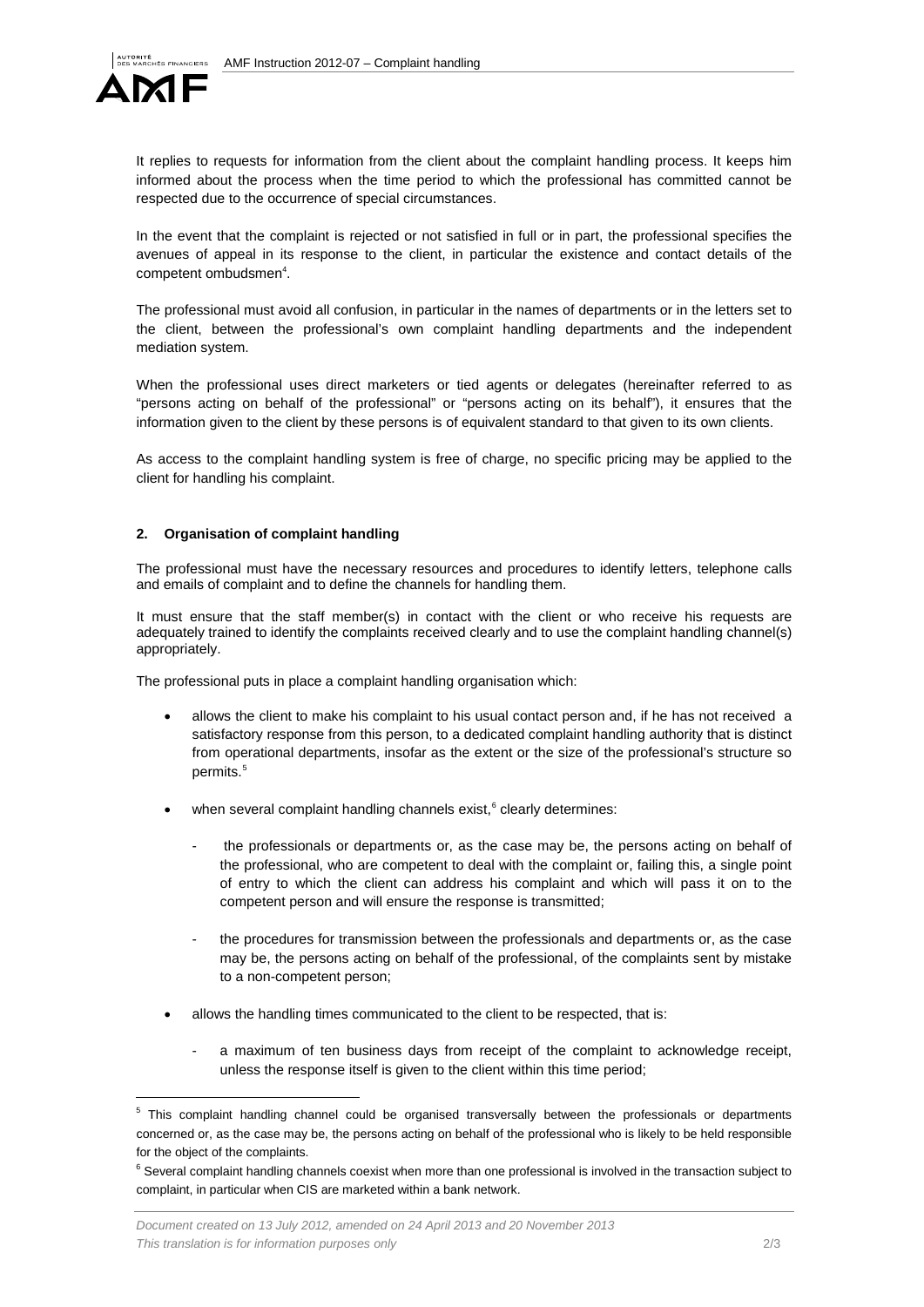It replies to requests for information from the client about the complaint handling process. It keeps him informed about the process when the time period to which the professional has committed cannot be respected due to the occurrence of special circumstances.

In the event that the complaint is rejected or not satisfied in full or in part, the professional specifies the avenues of appeal in its response to the client, in particular the existence and contact details of the competent ombudsmen[4].

The professional must avoid all confusion, in particular in the names of departments or in the letters set to the client, between the professional's own complaint handling departments and the independent mediation system.

When the professional uses direct marketers or tied agents or delegates (hereinafter referred to as "persons acting on behalf of the professional" or "persons acting on its behalf"), it ensures that the information given to the client by these persons is of equivalent standard to that given to its own clients.

As access to the complaint handling system is free of charge, no specific pricing may be applied to the client for handling his complaint.

## 2. Organisation of complaint handling

The professional must have the necessary resources and procedures to identify letters, telephone calls and emails of complaint and to define the channels for handling them.

It must ensure that the staff member(s) in contact with the client or who receive his requests are adequately trained to identify the complaints received clearly and to use the complaint handling channel(s) appropriately.

The professional puts in place a complaint handling organisation which:

- allows the client to make his complaint to his usual contact person and, if he has not received a satisfactory response from this person, to a dedicated complaint handling authority that is distinct from operational departments, insofar as the extent or the size of the professional's structure so permits.[5]
- when several complaint handling channels exist,[6] clearly determines:
  - the professionals or departments or, as the case may be, the persons acting on behalf of the professional, who are competent to deal with the complaint or, failing this, a single point of entry to which the client can address his complaint and which will pass it on to the competent person and will ensure the response is transmitted;
  - the procedures for transmission between the professionals and departments or, as the case may be, the persons acting on behalf of the professional, of the complaints sent by mistake to a non-competent person;
- allows the handling times communicated to the client to be respected, that is:
  - a maximum of ten business days from receipt of the complaint to acknowledge receipt, unless the response itself is given to the client within this time period;

---

[5] This complaint handling channel could be organised transversally between the professionals or departments concerned or, as the case may be, the persons acting on behalf of the professional who is likely to be held responsible for the object of the complaints.

[6] Several complaint handling channels coexist when more than one professional is involved in the transaction subject to complaint, in particular when CIS are marketed within a bank network.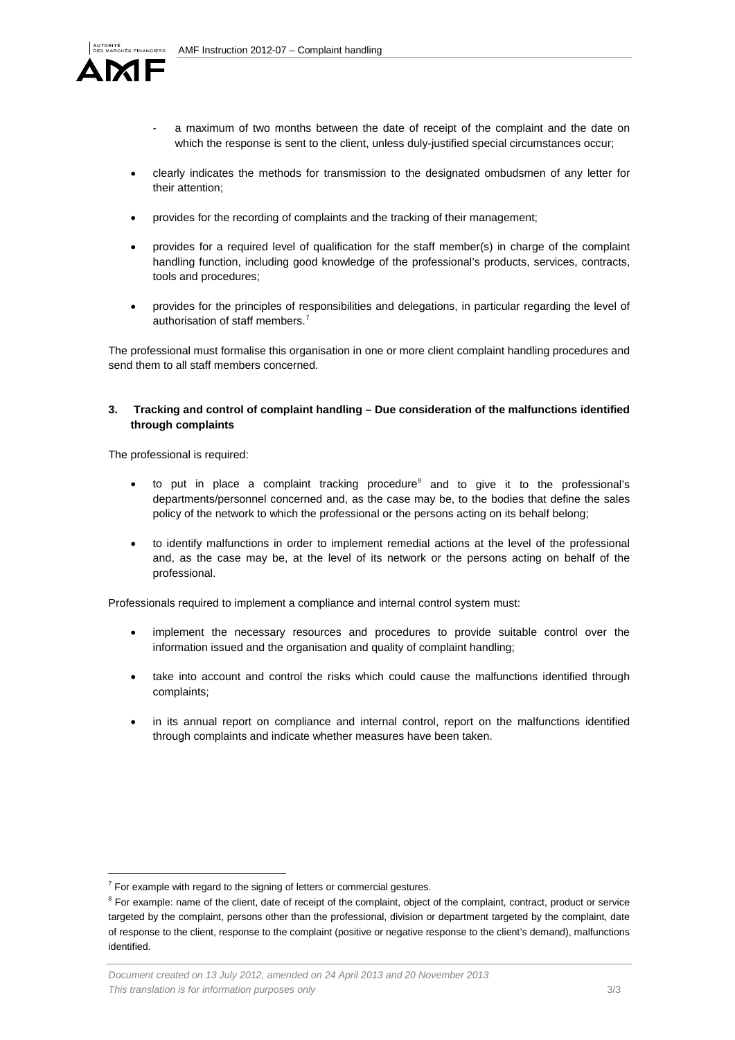- a maximum of two months between the date of receipt of the complaint and the date on which the response is sent to the client, unless duly-justified special circumstances occur;

- clearly indicates the methods for transmission to the designated ombudsmen of any letter for their attention;
- provides for the recording of complaints and the tracking of their management;
- provides for a required level of qualification for the staff member(s) in charge of the complaint handling function, including good knowledge of the professional's products, services, contracts, tools and procedures;
- provides for the principles of responsibilities and delegations, in particular regarding the level of authorisation of staff members.[7]

The professional must formalise this organisation in one or more client complaint handling procedures and send them to all staff members concerned.

### 3. Tracking and control of complaint handling – Due consideration of the malfunctions identified through complaints

The professional is required:

- to put in place a complaint tracking procedure[8] and to give it to the professional's departments/personnel concerned and, as the case may be, to the bodies that define the sales policy of the network to which the professional or the persons acting on its behalf belong;
- to identify malfunctions in order to implement remedial actions at the level of the professional and, as the case may be, at the level of its network or the persons acting on behalf of the professional.

Professionals required to implement a compliance and internal control system must:

- implement the necessary resources and procedures to provide suitable control over the information issued and the organisation and quality of complaint handling;
- take into account and control the risks which could cause the malfunctions identified through complaints;
- in its annual report on compliance and internal control, report on the malfunctions identified through complaints and indicate whether measures have been taken.

---

[7] For example with regard to the signing of letters or commercial gestures.

[8] For example: name of the client, date of receipt of the complaint, object of the complaint, contract, product or service targeted by the complaint, persons other than the professional, division or department targeted by the complaint, date of response to the client, response to the complaint (positive or negative response to the client's demand), malfunctions identified.

*Document created on 13 July 2012, amended on 24 April 2013 and 20 November 2013*
*This translation is for information purposes only*